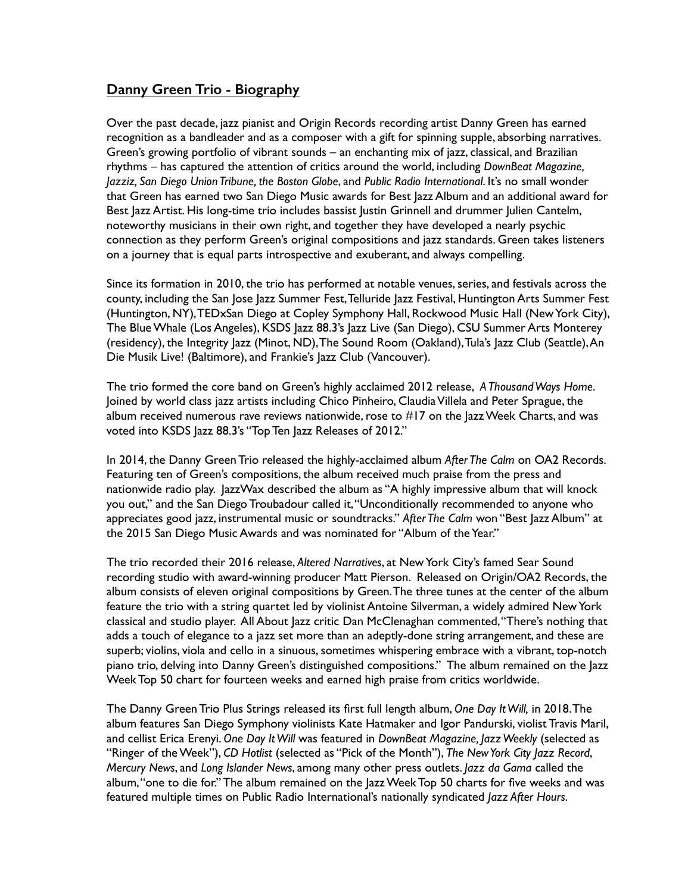## **Danny Green Trio - Biography**

Over the past decade, jazz pianist and Origin Records recording artist Danny Green has earned recognition as a bandleader and as a composer with a gift for spinning supple, absorbing narratives. Green's growing portfolio of vibrant sounds – an enchanting mix of jazz, classical, and Brazilian rhythms – has captured the attention of critics around the world, including *DownBeat Magazine, Jazziz, San Diego Union Tribune, the Boston Globe*, and *Public Radio International*. It's no small wonder that Green has earned two San Diego Music awards for Best Jazz Album and an additional award for Best Jazz Artist. His long-time trio includes bassist Justin Grinnell and drummer Julien Cantelm, noteworthy musicians in their own right, and together they have developed a nearly psychic connection as they perform Green's original compositions and jazz standards. Green takes listeners on a journey that is equal parts introspective and exuberant, and always compelling.

Since its formation in 2010, the trio has performed at notable venues, series, and festivals across the county, including the San Jose Jazz Summer Fest, Telluride Jazz Festival, Huntington Arts Summer Fest (Huntington, NY), TEDxSan Diego at Copley Symphony Hall, Rockwood Music Hall (New York City), The Blue Whale (Los Angeles), KSDS Jazz 88.3's Jazz Live (San Diego), CSU Summer Arts Monterey (residency), the Integrity Jazz (Minot, ND), The Sound Room (Oakland), Tula's Jazz Club (Seattle), An Die Musik Live! (Baltimore), and Frankie's Jazz Club (Vancouver).

The trio formed the core band on Green's highly acclaimed 2012 release, *A Thousand Ways Home*. Joined by world class jazz artists including Chico Pinheiro, Claudia Villela and Peter Sprague, the album received numerous rave reviews nationwide, rose to #17 on the Jazz Week Charts, and was voted into KSDS Jazz 88.3's "Top Ten Jazz Releases of 2012."

In 2014, the Danny Green Trio released the highly-acclaimed album *After The Calm* on OA2 Records. Featuring ten of Green's compositions, the album received much praise from the press and nationwide radio play. JazzWax described the album as "A highly impressive album that will knock you out," and the San Diego Troubadour called it, "Unconditionally recommended to anyone who appreciates good jazz, instrumental music or soundtracks." *After The Calm* won "Best Jazz Album" at the 2015 San Diego Music Awards and was nominated for "Album of the Year."

The trio recorded their 2016 release, *Altered Narratives*, at New York City's famed Sear Sound recording studio with award-winning producer Matt Pierson. Released on Origin/OA2 Records, the album consists of eleven original compositions by Green. The three tunes at the center of the album feature the trio with a string quartet led by violinist Antoine Silverman, a widely admired New York classical and studio player. All About Jazz critic Dan McClenaghan commented, "There's nothing that adds a touch of elegance to a jazz set more than an adeptly-done string arrangement, and these are superb; violins, viola and cello in a sinuous, sometimes whispering embrace with a vibrant, top-notch piano trio, delving into Danny Green's distinguished compositions." The album remained on the Jazz Week Top 50 chart for fourteen weeks and earned high praise from critics worldwide.

The Danny Green Trio Plus Strings released its first full length album, *One Day It Will,* in 2018. The album features San Diego Symphony violinists Kate Hatmaker and Igor Pandurski, violist Travis Maril, and cellist Erica Erenyi. *One Day It Will* was featured in *DownBeat Magazine, Jazz Weekly* (selected as "Ringer of the Week"), *CD Hotlist* (selected as "Pick of the Month"), *The New York City Jazz Record*, *Mercury News*, and *Long Islander News*, among many other press outlets. *Jazz da Gama* called the album, "one to die for." The album remained on the Jazz Week Top 50 charts for five weeks and was featured multiple times on Public Radio International's nationally syndicated *Jazz After Hours*.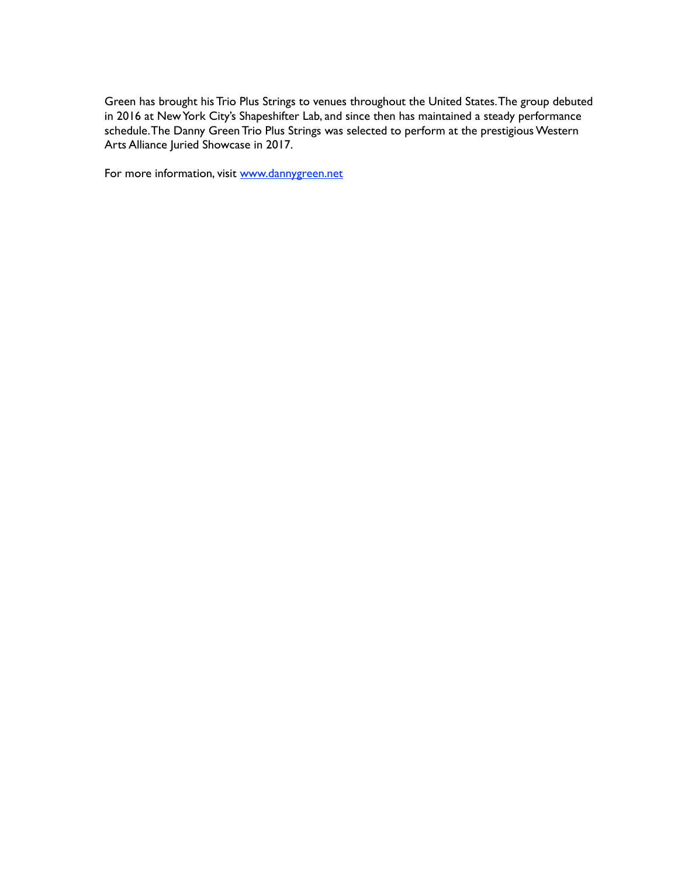Green has brought his Trio Plus Strings to venues throughout the United States. The group debuted in 2016 at New York City's Shapeshifter Lab, and since then has maintained a steady performance schedule. The Danny Green Trio Plus Strings was selected to perform at the prestigious Western Arts Alliance Juried Showcase in 2017.

For more information, visit [www.dannygreen.net](http://www.dannygreen.net)